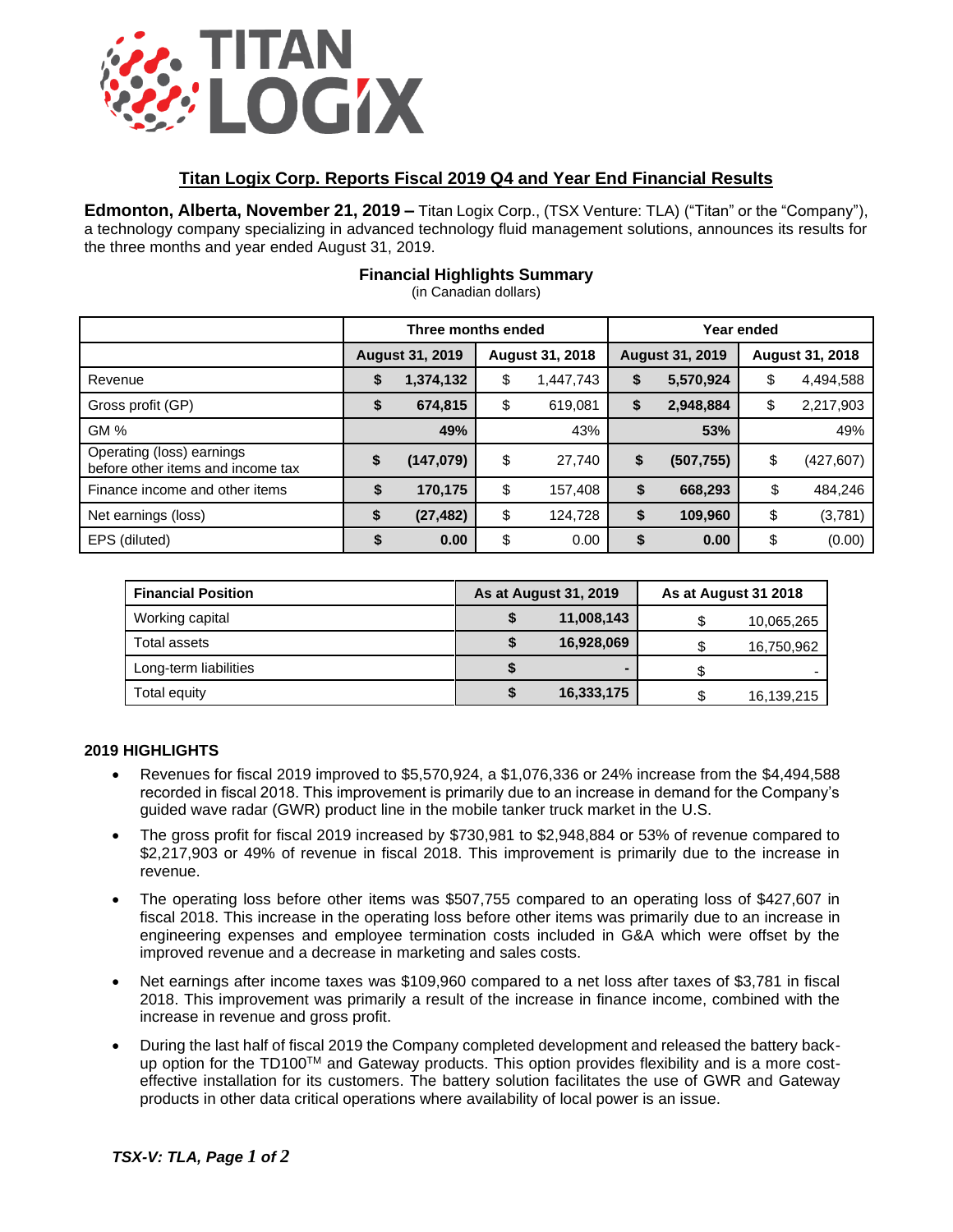# Titan Logix Corp. Reports Fiscal 2019 Q4 and Year End Financial Results

**Edmonton, Alberta, November 21, 2019 –** Titan Logix Corp., (TSX Venture: TLA) ("Titan" or the "Company"), a technology company specializing in advanced technology fluid management solutions, announces its results for the three months and year ended August 31, 2019.

## Financial Highlights Summary

(in Canadian dollars)

| | Three months ended | | Year ended | |
|---|---|---|---|---|
| | **August 31, 2019** | **August 31, 2018** | **August 31, 2019** | **August 31, 2018** |
| Revenue | **$ 1,374,132** | $ 1,447,743 | **$ 5,570,924** | $ 4,494,588 |
| Gross profit (GP) | **$ 674,815** | $ 619,081 | **$ 2,948,884** | $ 2,217,903 |
| GM % | **49%** | 43% | **53%** | 49% |
| Operating (loss) earnings before other items and income tax | **$ (147,079)** | $ 27,740 | **$ (507,755)** | $ (427,607) |
| Finance income and other items | **$ 170,175** | $ 157,408 | **$ 668,293** | $ 484,246 |
| Net earnings (loss) | **$ (27,482)** | $ 124,728 | **$ 109,960** | $ (3,781) |
| EPS (diluted) | **$ 0.00** | $ 0.00 | **$ 0.00** | $ (0.00) |

| **Financial Position** | **As at August 31, 2019** | **As at August 31 2018** |
|---|---|---|
| Working capital | **$ 11,008,143** | $ 10,065,265 |
| Total assets | **$ 16,928,069** | $ 16,750,962 |
| Long-term liabilities | **$ -** | $ - |
| Total equity | **$ 16,333,175** | $ 16,139,215 |

### 2019 HIGHLIGHTS

- Revenues for fiscal 2019 improved to $5,570,924, a $1,076,336 or 24% increase from the $4,494,588 recorded in fiscal 2018. This improvement is primarily due to an increase in demand for the Company's guided wave radar (GWR) product line in the mobile tanker truck market in the U.S.
- The gross profit for fiscal 2019 increased by $730,981 to $2,948,884 or 53% of revenue compared to $2,217,903 or 49% of revenue in fiscal 2018. This improvement is primarily due to the increase in revenue.
- The operating loss before other items was $507,755 compared to an operating loss of $427,607 in fiscal 2018. This increase in the operating loss before other items was primarily due to an increase in engineering expenses and employee termination costs included in G&A which were offset by the improved revenue and a decrease in marketing and sales costs.
- Net earnings after income taxes was $109,960 compared to a net loss after taxes of $3,781 in fiscal 2018. This improvement was primarily a result of the increase in finance income, combined with the increase in revenue and gross profit.
- During the last half of fiscal 2019 the Company completed development and released the battery back-up option for the TD100™ and Gateway products. This option provides flexibility and is a more cost-effective installation for its customers. The battery solution facilitates the use of GWR and Gateway products in other data critical operations where availability of local power is an issue.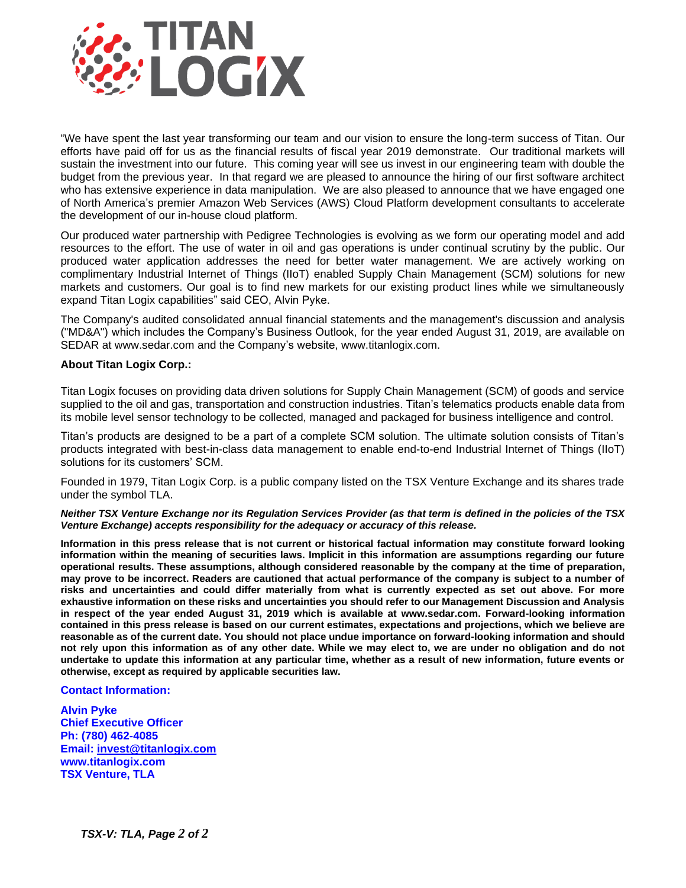"We have spent the last year transforming our team and our vision to ensure the long-term success of Titan. Our efforts have paid off for us as the financial results of fiscal year 2019 demonstrate. Our traditional markets will sustain the investment into our future. This coming year will see us invest in our engineering team with double the budget from the previous year. In that regard we are pleased to announce the hiring of our first software architect who has extensive experience in data manipulation. We are also pleased to announce that we have engaged one of North America's premier Amazon Web Services (AWS) Cloud Platform development consultants to accelerate the development of our in-house cloud platform.

Our produced water partnership with Pedigree Technologies is evolving as we form our operating model and add resources to the effort. The use of water in oil and gas operations is under continual scrutiny by the public. Our produced water application addresses the need for better water management. We are actively working on complimentary Industrial Internet of Things (IIoT) enabled Supply Chain Management (SCM) solutions for new markets and customers. Our goal is to find new markets for our existing product lines while we simultaneously expand Titan Logix capabilities" said CEO, Alvin Pyke.

The Company's audited consolidated annual financial statements and the management's discussion and analysis ("MD&A") which includes the Company's Business Outlook, for the year ended August 31, 2019, are available on SEDAR at www.sedar.com and the Company's website, www.titanlogix.com.

**About Titan Logix Corp.:**

Titan Logix focuses on providing data driven solutions for Supply Chain Management (SCM) of goods and service supplied to the oil and gas, transportation and construction industries. Titan's telematics products enable data from its mobile level sensor technology to be collected, managed and packaged for business intelligence and control.

Titan's products are designed to be a part of a complete SCM solution. The ultimate solution consists of Titan's products integrated with best-in-class data management to enable end-to-end Industrial Internet of Things (IIoT) solutions for its customers' SCM.

Founded in 1979, Titan Logix Corp. is a public company listed on the TSX Venture Exchange and its shares trade under the symbol TLA.

***Neither TSX Venture Exchange nor its Regulation Services Provider (as that term is defined in the policies of the TSX Venture Exchange) accepts responsibility for the adequacy or accuracy of this release.***

**Information in this press release that is not current or historical factual information may constitute forward looking information within the meaning of securities laws. Implicit in this information are assumptions regarding our future operational results. These assumptions, although considered reasonable by the company at the time of preparation, may prove to be incorrect. Readers are cautioned that actual performance of the company is subject to a number of risks and uncertainties and could differ materially from what is currently expected as set out above. For more exhaustive information on these risks and uncertainties you should refer to our Management Discussion and Analysis in respect of the year ended August 31, 2019 which is available at www.sedar.com. Forward-looking information contained in this press release is based on our current estimates, expectations and projections, which we believe are reasonable as of the current date. You should not place undue importance on forward-looking information and should not rely upon this information as of any other date. While we may elect to, we are under no obligation and do not undertake to update this information at any particular time, whether as a result of new information, future events or otherwise, except as required by applicable securities law.**

**Contact Information:**

**Alvin Pyke**
**Chief Executive Officer**
**Ph: (780) 462-4085**
**Email: invest@titanlogix.com**
**www.titanlogix.com**
**TSX Venture, TLA**